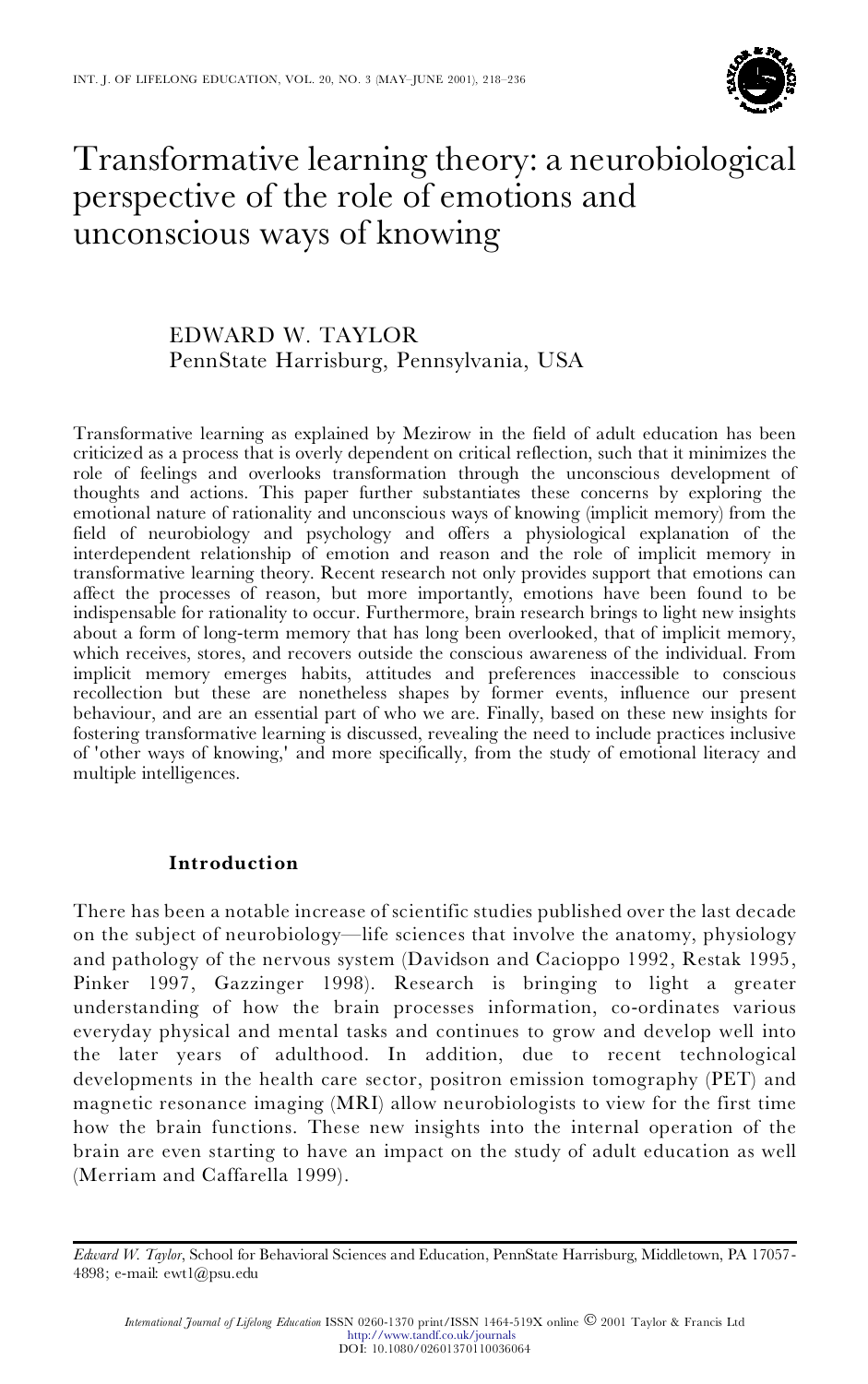# Transformative learning theory: a neurobiological perspective of the role of emotions and unconscious ways of knowing

EDWARD W. TAYLOR
PennState Harrisburg, Pennsylvania, USA

Transformative learning as explained by Mezirow in the field of adult education has been criticized as a process that is overly dependent on critical reflection, such that it minimizes the role of feelings and overlooks transformation through the unconscious development of thoughts and actions. This paper further substantiates these concerns by exploring the emotional nature of rationality and unconscious ways of knowing (implicit memory) from the field of neurobiology and psychology and offers a physiological explanation of the interdependent relationship of emotion and reason and the role of implicit memory in transformative learning theory. Recent research not only provides support that emotions can affect the processes of reason, but more importantly, emotions have been found to be indispensable for rationality to occur. Furthermore, brain research brings to light new insights about a form of long-term memory that has long been overlooked, that of implicit memory, which receives, stores, and recovers outside the conscious awareness of the individual. From implicit memory emerges habits, attitudes and preferences inaccessible to conscious recollection but these are nonetheless shapes by former events, influence our present behaviour, and are an essential part of who we are. Finally, based on these new insights for fostering transformative learning is discussed, revealing the need to include practices inclusive of 'other ways of knowing,' and more specifically, from the study of emotional literacy and multiple intelligences.

## Introduction

There has been a notable increase of scientific studies published over the last decade on the subject of neurobiology—life sciences that involve the anatomy, physiology and pathology of the nervous system (Davidson and Cacioppo 1992, Restak 1995, Pinker 1997, Gazzinger 1998). Research is bringing to light a greater understanding of how the brain processes information, co-ordinates various everyday physical and mental tasks and continues to grow and develop well into the later years of adulthood. In addition, due to recent technological developments in the health care sector, positron emission tomography (PET) and magnetic resonance imaging (MRI) allow neurobiologists to view for the first time how the brain functions. These new insights into the internal operation of the brain are even starting to have an impact on the study of adult education as well (Merriam and Caffarella 1999).

*Edward W. Taylor*, School for Behavioral Sciences and Education, PennState Harrisburg, Middletown, PA 17057-4898; e-mail: ewt1@psu.edu

*International Journal of Lifelong Education* ISSN 0260-1370 print/ISSN 1464-519X online © 2001 Taylor & Francis Ltd
http://www.tandf.co.uk/journals
DOI: 10.1080/02601370110036064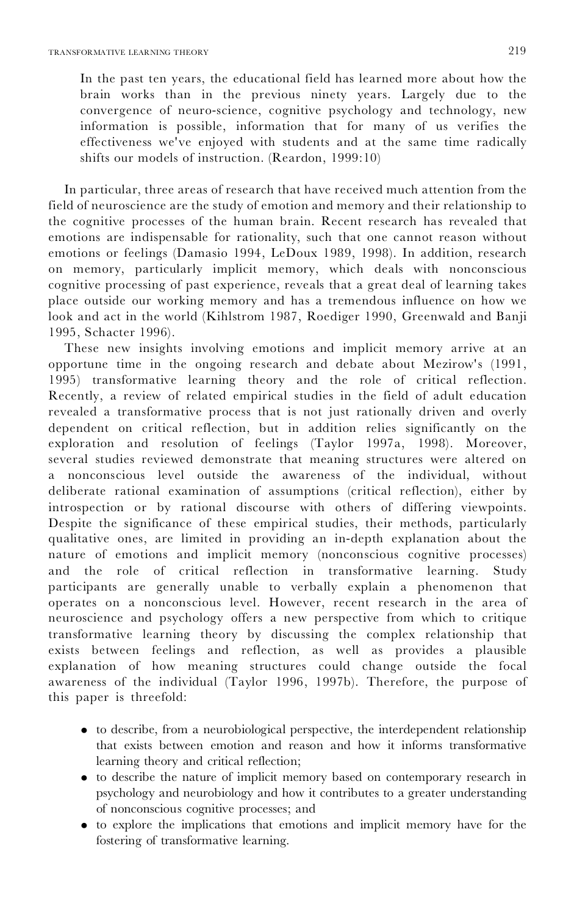> In the past ten years, the educational field has learned more about how the brain works than in the previous ninety years. Largely due to the convergence of neuro-science, cognitive psychology and technology, new information is possible, information that for many of us verifies the effectiveness we've enjoyed with students and at the same time radically shifts our models of instruction. (Reardon, 1999:10)

In particular, three areas of research that have received much attention from the field of neuroscience are the study of emotion and memory and their relationship to the cognitive processes of the human brain. Recent research has revealed that emotions are indispensable for rationality, such that one cannot reason without emotions or feelings (Damasio 1994, LeDoux 1989, 1998). In addition, research on memory, particularly implicit memory, which deals with nonconscious cognitive processing of past experience, reveals that a great deal of learning takes place outside our working memory and has a tremendous influence on how we look and act in the world (Kihlstrom 1987, Roediger 1990, Greenwald and Banji 1995, Schacter 1996).

These new insights involving emotions and implicit memory arrive at an opportune time in the ongoing research and debate about Mezirow's (1991, 1995) transformative learning theory and the role of critical reflection. Recently, a review of related empirical studies in the field of adult education revealed a transformative process that is not just rationally driven and overly dependent on critical reflection, but in addition relies significantly on the exploration and resolution of feelings (Taylor 1997a, 1998). Moreover, several studies reviewed demonstrate that meaning structures were altered on a nonconscious level outside the awareness of the individual, without deliberate rational examination of assumptions (critical reflection), either by introspection or by rational discourse with others of differing viewpoints. Despite the significance of these empirical studies, their methods, particularly qualitative ones, are limited in providing an in-depth explanation about the nature of emotions and implicit memory (nonconscious cognitive processes) and the role of critical reflection in transformative learning. Study participants are generally unable to verbally explain a phenomenon that operates on a nonconscious level. However, recent research in the area of neuroscience and psychology offers a new perspective from which to critique transformative learning theory by discussing the complex relationship that exists between feelings and reflection, as well as provides a plausible explanation of how meaning structures could change outside the focal awareness of the individual (Taylor 1996, 1997b). Therefore, the purpose of this paper is threefold:

- to describe, from a neurobiological perspective, the interdependent relationship that exists between emotion and reason and how it informs transformative learning theory and critical reflection;
- to describe the nature of implicit memory based on contemporary research in psychology and neurobiology and how it contributes to a greater understanding of nonconscious cognitive processes; and
- to explore the implications that emotions and implicit memory have for the fostering of transformative learning.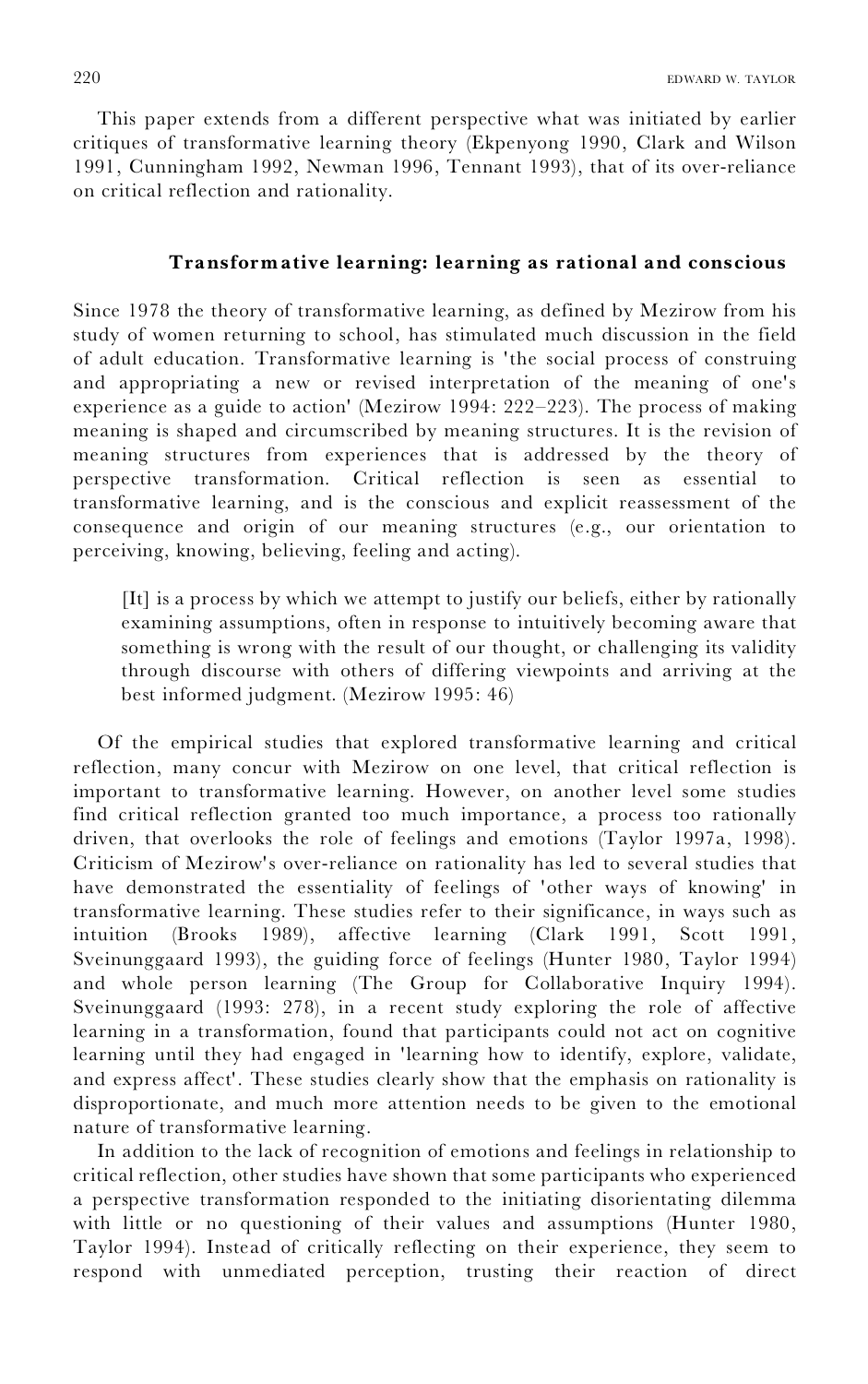This paper extends from a different perspective what was initiated by earlier critiques of transformative learning theory (Ekpenyong 1990, Clark and Wilson 1991, Cunningham 1992, Newman 1996, Tennant 1993), that of its over-reliance on critical reflection and rationality.

## Transformative learning: learning as rational and conscious

Since 1978 the theory of transformative learning, as defined by Mezirow from his study of women returning to school, has stimulated much discussion in the field of adult education. Transformative learning is 'the social process of construing and appropriating a new or revised interpretation of the meaning of one's experience as a guide to action' (Mezirow 1994: 222–223). The process of making meaning is shaped and circumscribed by meaning structures. It is the revision of meaning structures from experiences that is addressed by the theory of perspective transformation. Critical reflection is seen as essential to transformative learning, and is the conscious and explicit reassessment of the consequence and origin of our meaning structures (e.g., our orientation to perceiving, knowing, believing, feeling and acting).

> [It] is a process by which we attempt to justify our beliefs, either by rationally examining assumptions, often in response to intuitively becoming aware that something is wrong with the result of our thought, or challenging its validity through discourse with others of differing viewpoints and arriving at the best informed judgment. (Mezirow 1995: 46)

Of the empirical studies that explored transformative learning and critical reflection, many concur with Mezirow on one level, that critical reflection is important to transformative learning. However, on another level some studies find critical reflection granted too much importance, a process too rationally driven, that overlooks the role of feelings and emotions (Taylor 1997a, 1998). Criticism of Mezirow's over-reliance on rationality has led to several studies that have demonstrated the essentiality of feelings of 'other ways of knowing' in transformative learning. These studies refer to their significance, in ways such as intuition (Brooks 1989), affective learning (Clark 1991, Scott 1991, Sveinunggaard 1993), the guiding force of feelings (Hunter 1980, Taylor 1994) and whole person learning (The Group for Collaborative Inquiry 1994). Sveinunggaard (1993: 278), in a recent study exploring the role of affective learning in a transformation, found that participants could not act on cognitive learning until they had engaged in 'learning how to identify, explore, validate, and express affect'. These studies clearly show that the emphasis on rationality is disproportionate, and much more attention needs to be given to the emotional nature of transformative learning.

In addition to the lack of recognition of emotions and feelings in relationship to critical reflection, other studies have shown that some participants who experienced a perspective transformation responded to the initiating disorientating dilemma with little or no questioning of their values and assumptions (Hunter 1980, Taylor 1994). Instead of critically reflecting on their experience, they seem to respond with unmediated perception, trusting their reaction of direct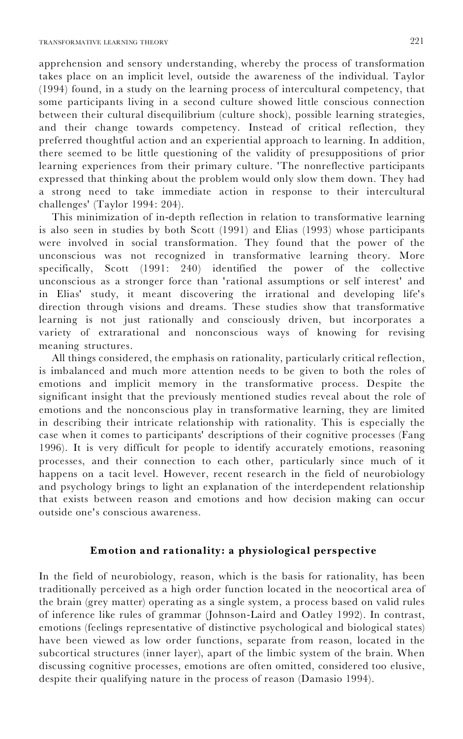apprehension and sensory understanding, whereby the process of transformation takes place on an implicit level, outside the awareness of the individual. Taylor (1994) found, in a study on the learning process of intercultural competency, that some participants living in a second culture showed little conscious connection between their cultural disequilibrium (culture shock), possible learning strategies, and their change towards competency. Instead of critical reflection, they preferred thoughtful action and an experiential approach to learning. In addition, there seemed to be little questioning of the validity of presuppositions of prior learning experiences from their primary culture. 'The nonreflective participants expressed that thinking about the problem would only slow them down. They had a strong need to take immediate action in response to their intercultural challenges' (Taylor 1994: 204).

This minimization of in-depth reflection in relation to transformative learning is also seen in studies by both Scott (1991) and Elias (1993) whose participants were involved in social transformation. They found that the power of the unconscious was not recognized in transformative learning theory. More specifically, Scott (1991: 240) identified the power of the collective unconscious as a stronger force than 'rational assumptions or self interest' and in Elias' study, it meant discovering the irrational and developing life's direction through visions and dreams. These studies show that transformative learning is not just rationally and consciously driven, but incorporates a variety of extrarational and nonconscious ways of knowing for revising meaning structures.

All things considered, the emphasis on rationality, particularly critical reflection, is imbalanced and much more attention needs to be given to both the roles of emotions and implicit memory in the transformative process. Despite the significant insight that the previously mentioned studies reveal about the role of emotions and the nonconscious play in transformative learning, they are limited in describing their intricate relationship with rationality. This is especially the case when it comes to participants' descriptions of their cognitive processes (Fang 1996). It is very difficult for people to identify accurately emotions, reasoning processes, and their connection to each other, particularly since much of it happens on a tacit level. However, recent research in the field of neurobiology and psychology brings to light an explanation of the interdependent relationship that exists between reason and emotions and how decision making can occur outside one's conscious awareness.

## Emotion and rationality: a physiological perspective

In the field of neurobiology, reason, which is the basis for rationality, has been traditionally perceived as a high order function located in the neocortical area of the brain (grey matter) operating as a single system, a process based on valid rules of inference like rules of grammar (Johnson-Laird and Oatley 1992). In contrast, emotions (feelings representative of distinctive psychological and biological states) have been viewed as low order functions, separate from reason, located in the subcortical structures (inner layer), apart of the limbic system of the brain. When discussing cognitive processes, emotions are often omitted, considered too elusive, despite their qualifying nature in the process of reason (Damasio 1994).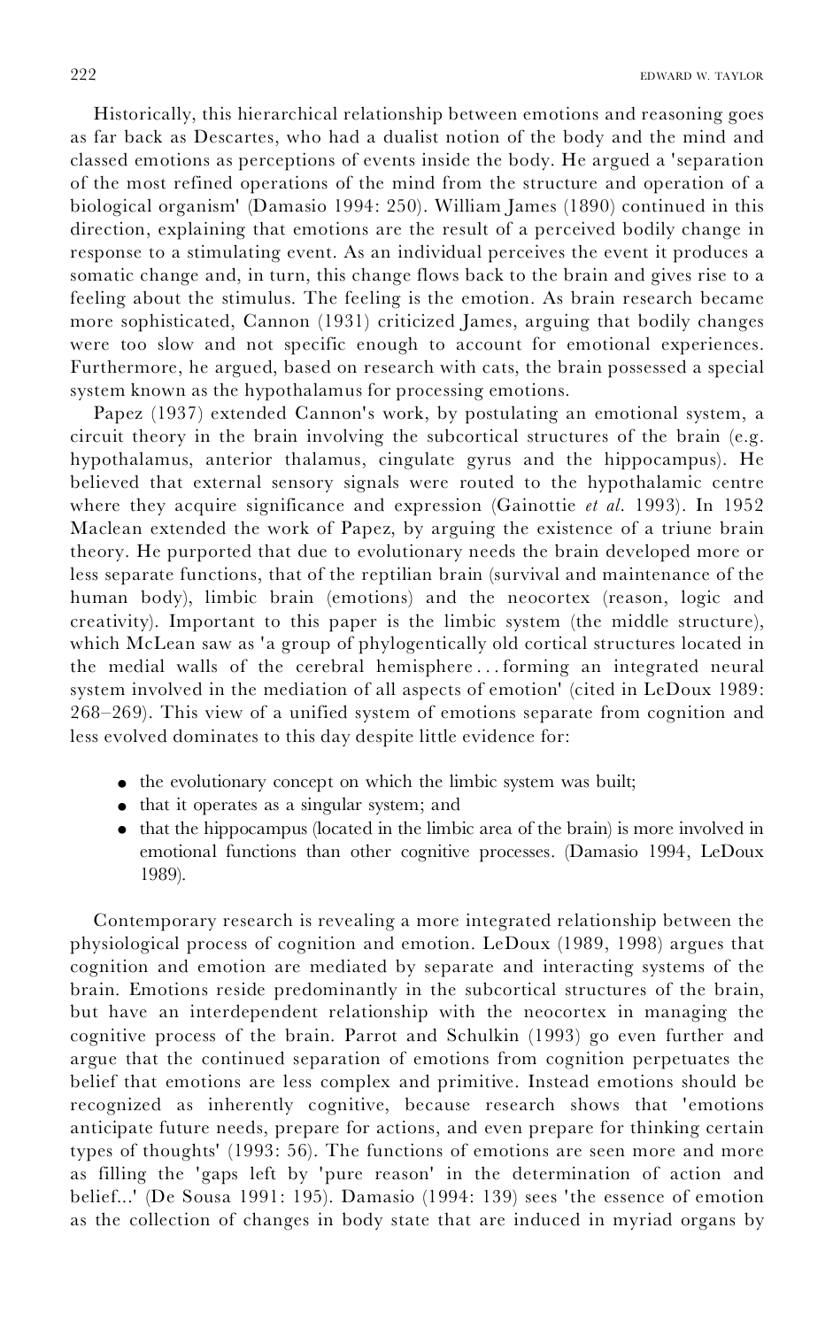Historically, this hierarchical relationship between emotions and reasoning goes as far back as Descartes, who had a dualist notion of the body and the mind and classed emotions as perceptions of events inside the body. He argued a 'separation of the most refined operations of the mind from the structure and operation of a biological organism' (Damasio 1994: 250). William James (1890) continued in this direction, explaining that emotions are the result of a perceived bodily change in response to a stimulating event. As an individual perceives the event it produces a somatic change and, in turn, this change flows back to the brain and gives rise to a feeling about the stimulus. The feeling is the emotion. As brain research became more sophisticated, Cannon (1931) criticized James, arguing that bodily changes were too slow and not specific enough to account for emotional experiences. Furthermore, he argued, based on research with cats, the brain possessed a special system known as the hypothalamus for processing emotions.

Papez (1937) extended Cannon's work, by postulating an emotional system, a circuit theory in the brain involving the subcortical structures of the brain (e.g. hypothalamus, anterior thalamus, cingulate gyrus and the hippocampus). He believed that external sensory signals were routed to the hypothalamic centre where they acquire significance and expression (Gainottie *et al.* 1993). In 1952 Maclean extended the work of Papez, by arguing the existence of a triune brain theory. He purported that due to evolutionary needs the brain developed more or less separate functions, that of the reptilian brain (survival and maintenance of the human body), limbic brain (emotions) and the neocortex (reason, logic and creativity). Important to this paper is the limbic system (the middle structure), which McLean saw as 'a group of phylogentically old cortical structures located in the medial walls of the cerebral hemisphere . . . forming an integrated neural system involved in the mediation of all aspects of emotion' (cited in LeDoux 1989: 268–269). This view of a unified system of emotions separate from cognition and less evolved dominates to this day despite little evidence for:

- the evolutionary concept on which the limbic system was built;
- that it operates as a singular system; and
- that the hippocampus (located in the limbic area of the brain) is more involved in emotional functions than other cognitive processes. (Damasio 1994, LeDoux 1989).

Contemporary research is revealing a more integrated relationship between the physiological process of cognition and emotion. LeDoux (1989, 1998) argues that cognition and emotion are mediated by separate and interacting systems of the brain. Emotions reside predominantly in the subcortical structures of the brain, but have an interdependent relationship with the neocortex in managing the cognitive process of the brain. Parrot and Schulkin (1993) go even further and argue that the continued separation of emotions from cognition perpetuates the belief that emotions are less complex and primitive. Instead emotions should be recognized as inherently cognitive, because research shows that 'emotions anticipate future needs, prepare for actions, and even prepare for thinking certain types of thoughts' (1993: 56). The functions of emotions are seen more and more as filling the 'gaps left by 'pure reason' in the determination of action and belief...' (De Sousa 1991: 195). Damasio (1994: 139) sees 'the essence of emotion as the collection of changes in body state that are induced in myriad organs by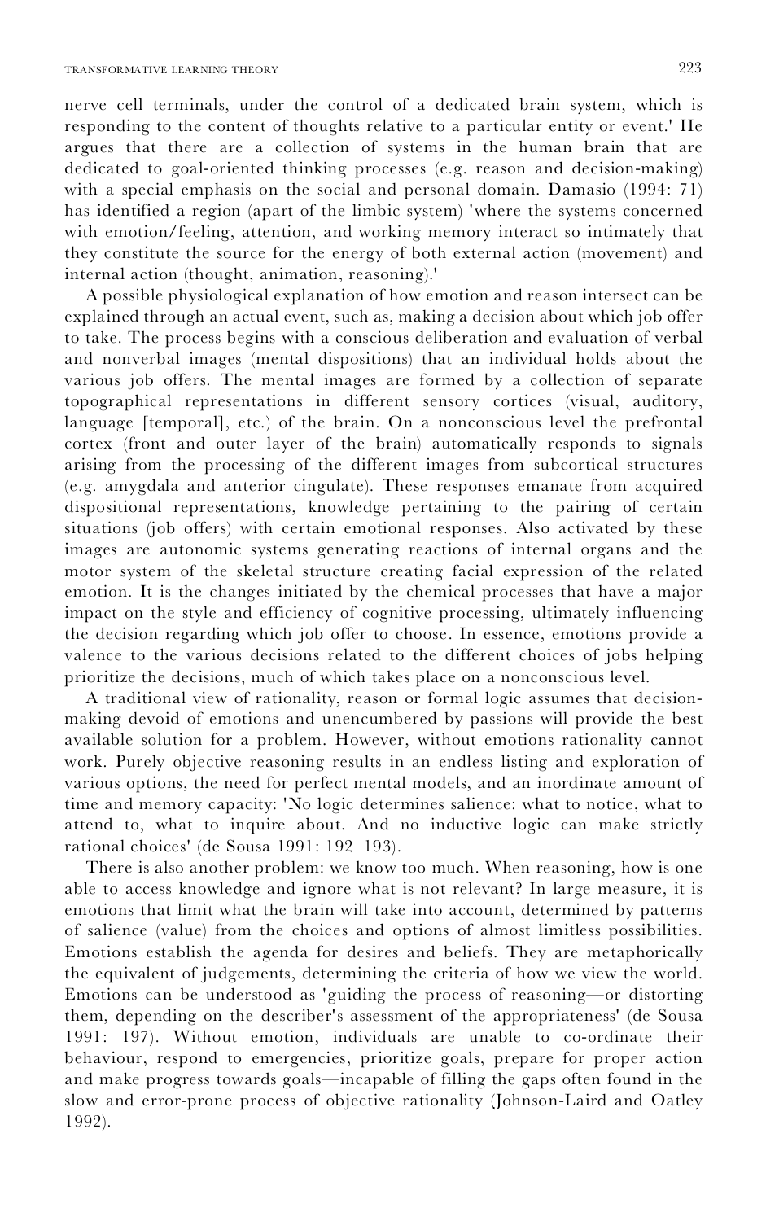nerve cell terminals, under the control of a dedicated brain system, which is responding to the content of thoughts relative to a particular entity or event.' He argues that there are a collection of systems in the human brain that are dedicated to goal-oriented thinking processes (e.g. reason and decision-making) with a special emphasis on the social and personal domain. Damasio (1994: 71) has identified a region (apart of the limbic system) 'where the systems concerned with emotion/feeling, attention, and working memory interact so intimately that they constitute the source for the energy of both external action (movement) and internal action (thought, animation, reasoning).'

A possible physiological explanation of how emotion and reason intersect can be explained through an actual event, such as, making a decision about which job offer to take. The process begins with a conscious deliberation and evaluation of verbal and nonverbal images (mental dispositions) that an individual holds about the various job offers. The mental images are formed by a collection of separate topographical representations in different sensory cortices (visual, auditory, language [temporal], etc.) of the brain. On a nonconscious level the prefrontal cortex (front and outer layer of the brain) automatically responds to signals arising from the processing of the different images from subcortical structures (e.g. amygdala and anterior cingulate). These responses emanate from acquired dispositional representations, knowledge pertaining to the pairing of certain situations (job offers) with certain emotional responses. Also activated by these images are autonomic systems generating reactions of internal organs and the motor system of the skeletal structure creating facial expression of the related emotion. It is the changes initiated by the chemical processes that have a major impact on the style and efficiency of cognitive processing, ultimately influencing the decision regarding which job offer to choose. In essence, emotions provide a valence to the various decisions related to the different choices of jobs helping prioritize the decisions, much of which takes place on a nonconscious level.

A traditional view of rationality, reason or formal logic assumes that decision-making devoid of emotions and unencumbered by passions will provide the best available solution for a problem. However, without emotions rationality cannot work. Purely objective reasoning results in an endless listing and exploration of various options, the need for perfect mental models, and an inordinate amount of time and memory capacity: 'No logic determines salience: what to notice, what to attend to, what to inquire about. And no inductive logic can make strictly rational choices' (de Sousa 1991: 192–193).

There is also another problem: we know too much. When reasoning, how is one able to access knowledge and ignore what is not relevant? In large measure, it is emotions that limit what the brain will take into account, determined by patterns of salience (value) from the choices and options of almost limitless possibilities. Emotions establish the agenda for desires and beliefs. They are metaphorically the equivalent of judgements, determining the criteria of how we view the world. Emotions can be understood as 'guiding the process of reasoning—or distorting them, depending on the describer's assessment of the appropriateness' (de Sousa 1991: 197). Without emotion, individuals are unable to co-ordinate their behaviour, respond to emergencies, prioritize goals, prepare for proper action and make progress towards goals—incapable of filling the gaps often found in the slow and error-prone process of objective rationality (Johnson-Laird and Oatley 1992).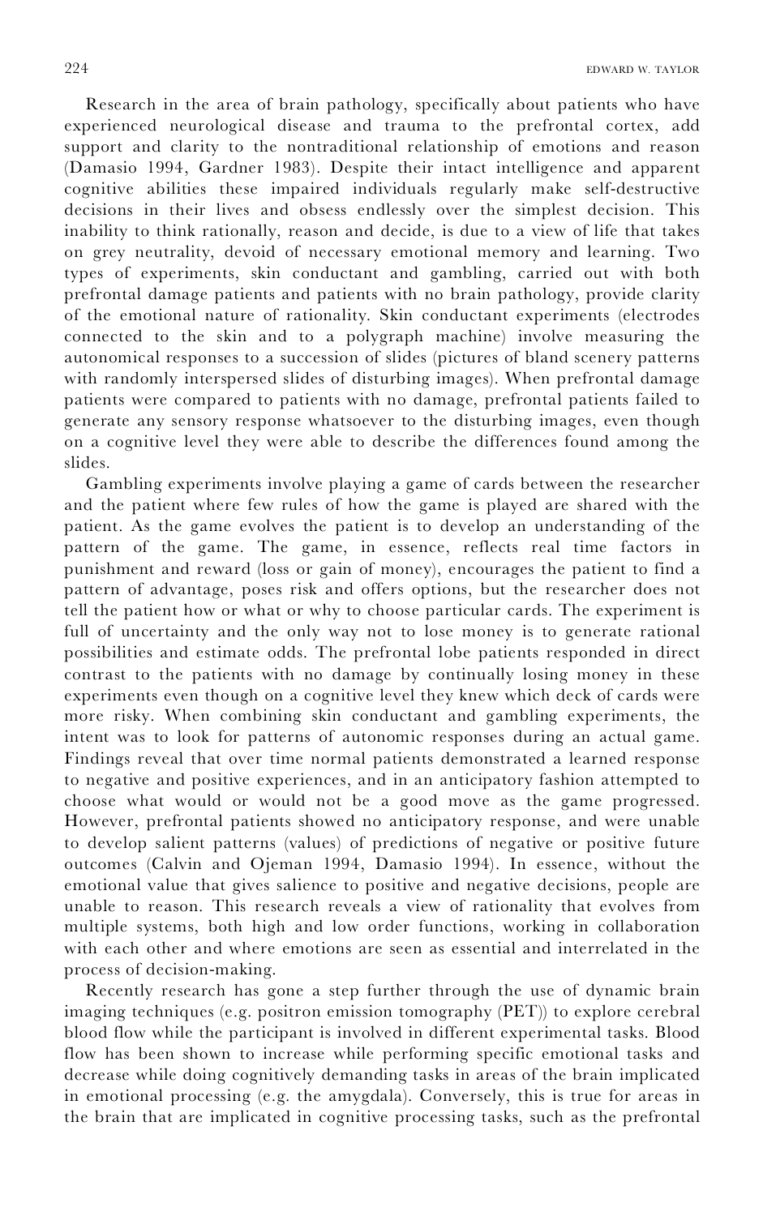Research in the area of brain pathology, specifically about patients who have experienced neurological disease and trauma to the prefrontal cortex, add support and clarity to the nontraditional relationship of emotions and reason (Damasio 1994, Gardner 1983). Despite their intact intelligence and apparent cognitive abilities these impaired individuals regularly make self-destructive decisions in their lives and obsess endlessly over the simplest decision. This inability to think rationally, reason and decide, is due to a view of life that takes on grey neutrality, devoid of necessary emotional memory and learning. Two types of experiments, skin conductant and gambling, carried out with both prefrontal damage patients and patients with no brain pathology, provide clarity of the emotional nature of rationality. Skin conductant experiments (electrodes connected to the skin and to a polygraph machine) involve measuring the autonomical responses to a succession of slides (pictures of bland scenery patterns with randomly interspersed slides of disturbing images). When prefrontal damage patients were compared to patients with no damage, prefrontal patients failed to generate any sensory response whatsoever to the disturbing images, even though on a cognitive level they were able to describe the differences found among the slides.

Gambling experiments involve playing a game of cards between the researcher and the patient where few rules of how the game is played are shared with the patient. As the game evolves the patient is to develop an understanding of the pattern of the game. The game, in essence, reflects real time factors in punishment and reward (loss or gain of money), encourages the patient to find a pattern of advantage, poses risk and offers options, but the researcher does not tell the patient how or what or why to choose particular cards. The experiment is full of uncertainty and the only way not to lose money is to generate rational possibilities and estimate odds. The prefrontal lobe patients responded in direct contrast to the patients with no damage by continually losing money in these experiments even though on a cognitive level they knew which deck of cards were more risky. When combining skin conductant and gambling experiments, the intent was to look for patterns of autonomic responses during an actual game. Findings reveal that over time normal patients demonstrated a learned response to negative and positive experiences, and in an anticipatory fashion attempted to choose what would or would not be a good move as the game progressed. However, prefrontal patients showed no anticipatory response, and were unable to develop salient patterns (values) of predictions of negative or positive future outcomes (Calvin and Ojeman 1994, Damasio 1994). In essence, without the emotional value that gives salience to positive and negative decisions, people are unable to reason. This research reveals a view of rationality that evolves from multiple systems, both high and low order functions, working in collaboration with each other and where emotions are seen as essential and interrelated in the process of decision-making.

Recently research has gone a step further through the use of dynamic brain imaging techniques (e.g. positron emission tomography (PET)) to explore cerebral blood flow while the participant is involved in different experimental tasks. Blood flow has been shown to increase while performing specific emotional tasks and decrease while doing cognitively demanding tasks in areas of the brain implicated in emotional processing (e.g. the amygdala). Conversely, this is true for areas in the brain that are implicated in cognitive processing tasks, such as the prefrontal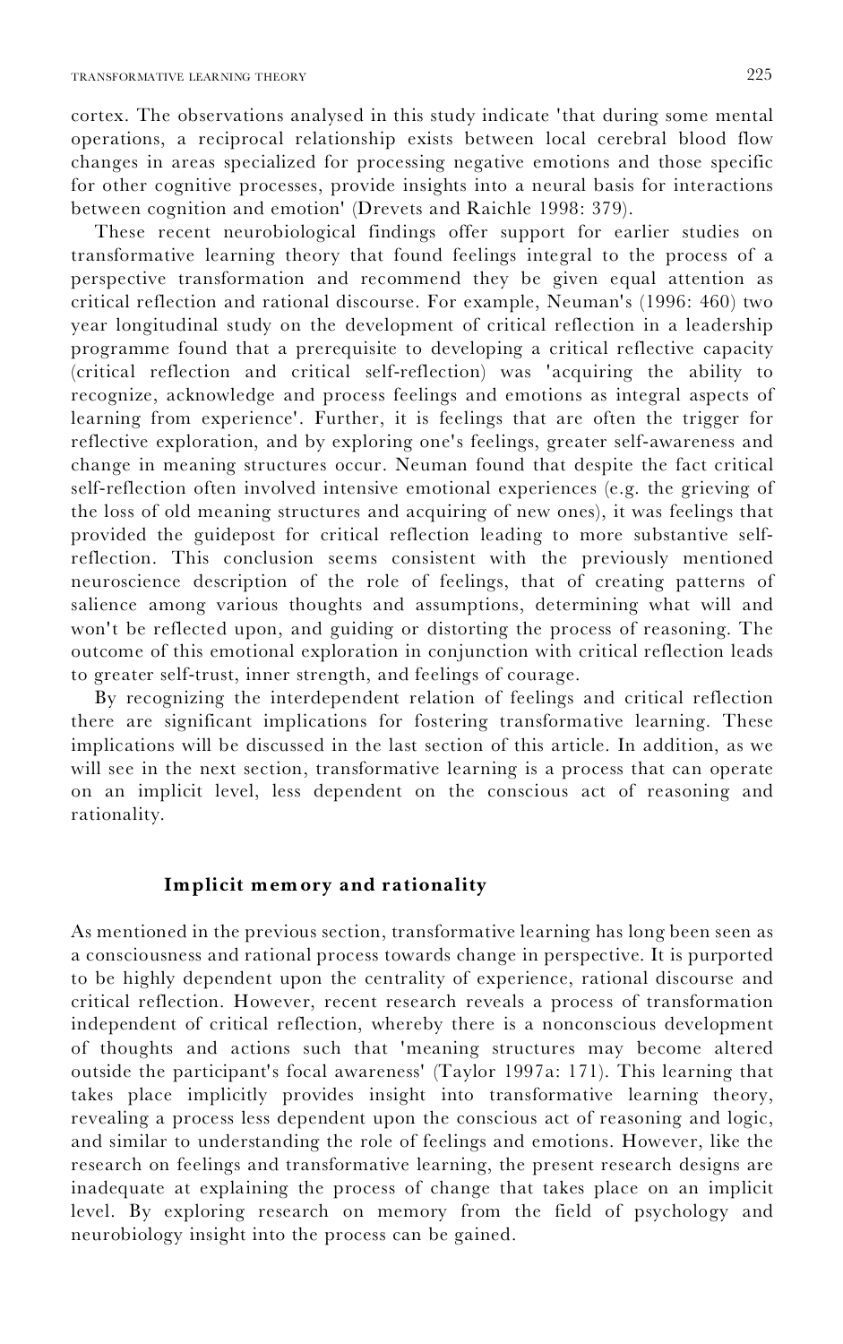cortex. The observations analysed in this study indicate 'that during some mental operations, a reciprocal relationship exists between local cerebral blood flow changes in areas specialized for processing negative emotions and those specific for other cognitive processes, provide insights into a neural basis for interactions between cognition and emotion' (Drevets and Raichle 1998: 379).

These recent neurobiological findings offer support for earlier studies on transformative learning theory that found feelings integral to the process of a perspective transformation and recommend they be given equal attention as critical reflection and rational discourse. For example, Neuman's (1996: 460) two year longitudinal study on the development of critical reflection in a leadership programme found that a prerequisite to developing a critical reflective capacity (critical reflection and critical self-reflection) was 'acquiring the ability to recognize, acknowledge and process feelings and emotions as integral aspects of learning from experience'. Further, it is feelings that are often the trigger for reflective exploration, and by exploring one's feelings, greater self-awareness and change in meaning structures occur. Neuman found that despite the fact critical self-reflection often involved intensive emotional experiences (e.g. the grieving of the loss of old meaning structures and acquiring of new ones), it was feelings that provided the guidepost for critical reflection leading to more substantive self-reflection. This conclusion seems consistent with the previously mentioned neuroscience description of the role of feelings, that of creating patterns of salience among various thoughts and assumptions, determining what will and won't be reflected upon, and guiding or distorting the process of reasoning. The outcome of this emotional exploration in conjunction with critical reflection leads to greater self-trust, inner strength, and feelings of courage.

By recognizing the interdependent relation of feelings and critical reflection there are significant implications for fostering transformative learning. These implications will be discussed in the last section of this article. In addition, as we will see in the next section, transformative learning is a process that can operate on an implicit level, less dependent on the conscious act of reasoning and rationality.

## Implicit memory and rationality

As mentioned in the previous section, transformative learning has long been seen as a consciousness and rational process towards change in perspective. It is purported to be highly dependent upon the centrality of experience, rational discourse and critical reflection. However, recent research reveals a process of transformation independent of critical reflection, whereby there is a nonconscious development of thoughts and actions such that 'meaning structures may become altered outside the participant's focal awareness' (Taylor 1997a: 171). This learning that takes place implicitly provides insight into transformative learning theory, revealing a process less dependent upon the conscious act of reasoning and logic, and similar to understanding the role of feelings and emotions. However, like the research on feelings and transformative learning, the present research designs are inadequate at explaining the process of change that takes place on an implicit level. By exploring research on memory from the field of psychology and neurobiology insight into the process can be gained.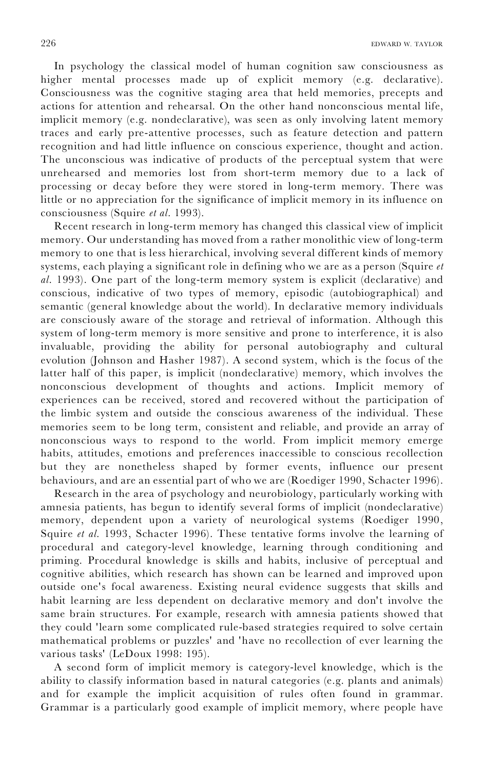In psychology the classical model of human cognition saw consciousness as higher mental processes made up of explicit memory (e.g. declarative). Consciousness was the cognitive staging area that held memories, precepts and actions for attention and rehearsal. On the other hand nonconscious mental life, implicit memory (e.g. nondeclarative), was seen as only involving latent memory traces and early pre-attentive processes, such as feature detection and pattern recognition and had little influence on conscious experience, thought and action. The unconscious was indicative of products of the perceptual system that were unrehearsed and memories lost from short-term memory due to a lack of processing or decay before they were stored in long-term memory. There was little or no appreciation for the significance of implicit memory in its influence on consciousness (Squire *et al.* 1993).

Recent research in long-term memory has changed this classical view of implicit memory. Our understanding has moved from a rather monolithic view of long-term memory to one that is less hierarchical, involving several different kinds of memory systems, each playing a significant role in defining who we are as a person (Squire *et al.* 1993). One part of the long-term memory system is explicit (declarative) and conscious, indicative of two types of memory, episodic (autobiographical) and semantic (general knowledge about the world). In declarative memory individuals are consciously aware of the storage and retrieval of information. Although this system of long-term memory is more sensitive and prone to interference, it is also invaluable, providing the ability for personal autobiography and cultural evolution (Johnson and Hasher 1987). A second system, which is the focus of the latter half of this paper, is implicit (nondeclarative) memory, which involves the nonconscious development of thoughts and actions. Implicit memory of experiences can be received, stored and recovered without the participation of the limbic system and outside the conscious awareness of the individual. These memories seem to be long term, consistent and reliable, and provide an array of nonconscious ways to respond to the world. From implicit memory emerge habits, attitudes, emotions and preferences inaccessible to conscious recollection but they are nonetheless shaped by former events, influence our present behaviours, and are an essential part of who we are (Roediger 1990, Schacter 1996).

Research in the area of psychology and neurobiology, particularly working with amnesia patients, has begun to identify several forms of implicit (nondeclarative) memory, dependent upon a variety of neurological systems (Roediger 1990, Squire *et al.* 1993, Schacter 1996). These tentative forms involve the learning of procedural and category-level knowledge, learning through conditioning and priming. Procedural knowledge is skills and habits, inclusive of perceptual and cognitive abilities, which research has shown can be learned and improved upon outside one's focal awareness. Existing neural evidence suggests that skills and habit learning are less dependent on declarative memory and don't involve the same brain structures. For example, research with amnesia patients showed that they could 'learn some complicated rule-based strategies required to solve certain mathematical problems or puzzles' and 'have no recollection of ever learning the various tasks' (LeDoux 1998: 195).

A second form of implicit memory is category-level knowledge, which is the ability to classify information based in natural categories (e.g. plants and animals) and for example the implicit acquisition of rules often found in grammar. Grammar is a particularly good example of implicit memory, where people have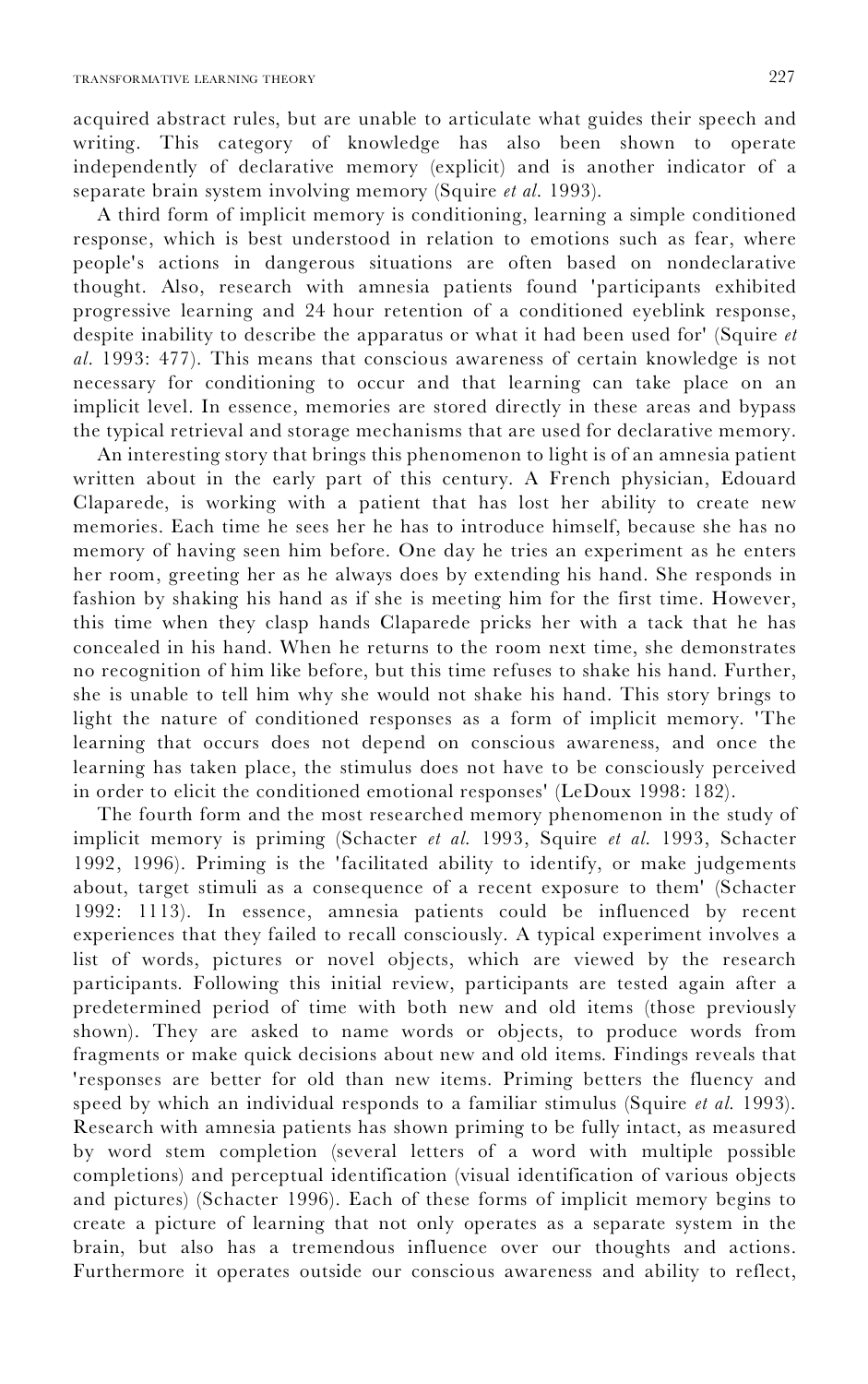acquired abstract rules, but are unable to articulate what guides their speech and writing. This category of knowledge has also been shown to operate independently of declarative memory (explicit) and is another indicator of a separate brain system involving memory (Squire *et al.* 1993).

A third form of implicit memory is conditioning, learning a simple conditioned response, which is best understood in relation to emotions such as fear, where people's actions in dangerous situations are often based on nondeclarative thought. Also, research with amnesia patients found 'participants exhibited progressive learning and 24 hour retention of a conditioned eyeblink response, despite inability to describe the apparatus or what it had been used for' (Squire *et al.* 1993: 477). This means that conscious awareness of certain knowledge is not necessary for conditioning to occur and that learning can take place on an implicit level. In essence, memories are stored directly in these areas and bypass the typical retrieval and storage mechanisms that are used for declarative memory.

An interesting story that brings this phenomenon to light is of an amnesia patient written about in the early part of this century. A French physician, Edouard Claparede, is working with a patient that has lost her ability to create new memories. Each time he sees her he has to introduce himself, because she has no memory of having seen him before. One day he tries an experiment as he enters her room, greeting her as he always does by extending his hand. She responds in fashion by shaking his hand as if she is meeting him for the first time. However, this time when they clasp hands Claparede pricks her with a tack that he has concealed in his hand. When he returns to the room next time, she demonstrates no recognition of him like before, but this time refuses to shake his hand. Further, she is unable to tell him why she would not shake his hand. This story brings to light the nature of conditioned responses as a form of implicit memory. 'The learning that occurs does not depend on conscious awareness, and once the learning has taken place, the stimulus does not have to be consciously perceived in order to elicit the conditioned emotional responses' (LeDoux 1998: 182).

The fourth form and the most researched memory phenomenon in the study of implicit memory is priming (Schacter *et al.* 1993, Squire *et al.* 1993, Schacter 1992, 1996). Priming is the 'facilitated ability to identify, or make judgements about, target stimuli as a consequence of a recent exposure to them' (Schacter 1992: 1113). In essence, amnesia patients could be influenced by recent experiences that they failed to recall consciously. A typical experiment involves a list of words, pictures or novel objects, which are viewed by the research participants. Following this initial review, participants are tested again after a predetermined period of time with both new and old items (those previously shown). They are asked to name words or objects, to produce words from fragments or make quick decisions about new and old items. Findings reveals that 'responses are better for old than new items. Priming betters the fluency and speed by which an individual responds to a familiar stimulus (Squire *et al.* 1993). Research with amnesia patients has shown priming to be fully intact, as measured by word stem completion (several letters of a word with multiple possible completions) and perceptual identification (visual identification of various objects and pictures) (Schacter 1996). Each of these forms of implicit memory begins to create a picture of learning that not only operates as a separate system in the brain, but also has a tremendous influence over our thoughts and actions. Furthermore it operates outside our conscious awareness and ability to reflect,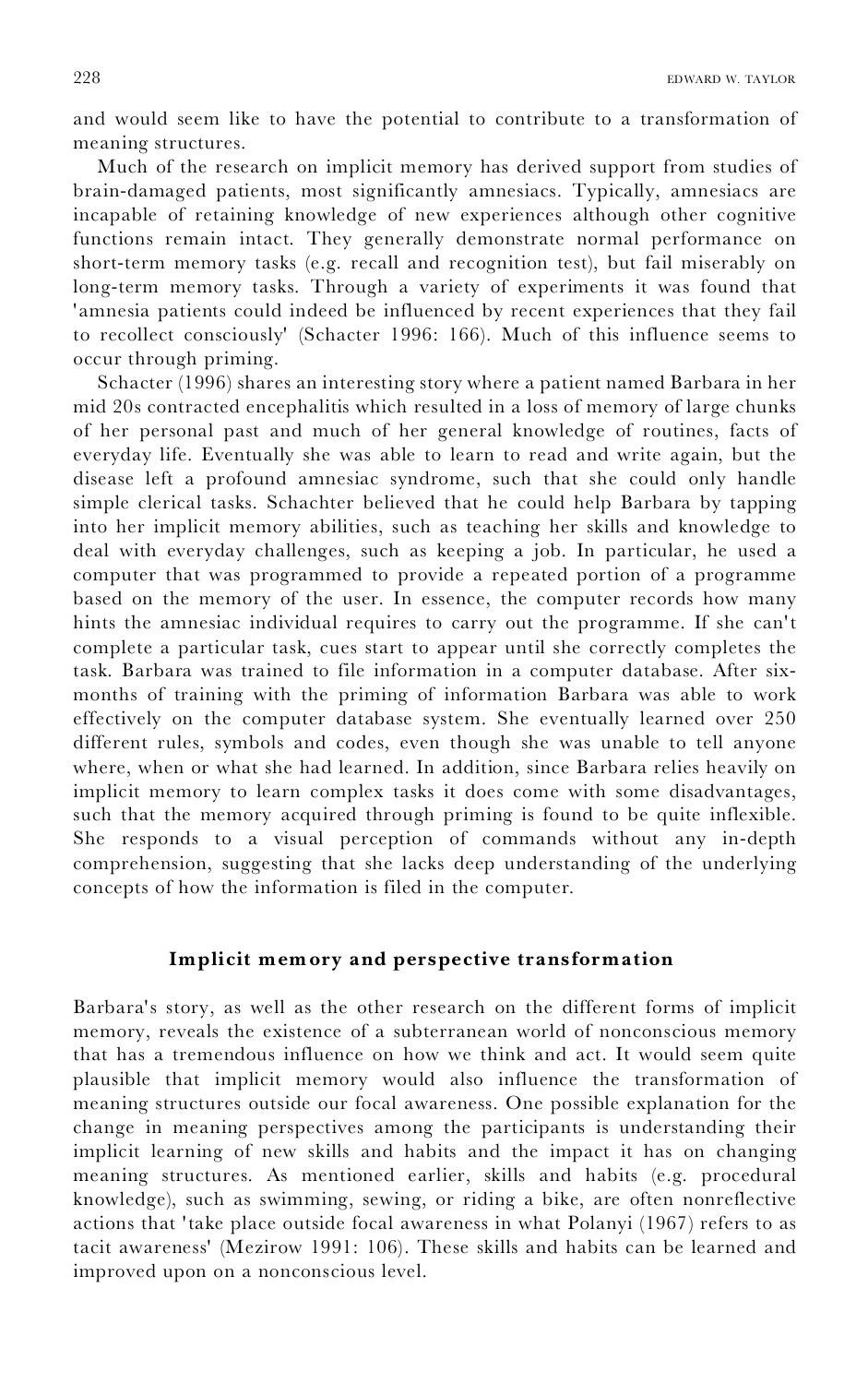and would seem like to have the potential to contribute to a transformation of meaning structures.

Much of the research on implicit memory has derived support from studies of brain-damaged patients, most significantly amnesiacs. Typically, amnesiacs are incapable of retaining knowledge of new experiences although other cognitive functions remain intact. They generally demonstrate normal performance on short-term memory tasks (e.g. recall and recognition test), but fail miserably on long-term memory tasks. Through a variety of experiments it was found that 'amnesia patients could indeed be influenced by recent experiences that they fail to recollect consciously' (Schacter 1996: 166). Much of this influence seems to occur through priming.

Schacter (1996) shares an interesting story where a patient named Barbara in her mid 20s contracted encephalitis which resulted in a loss of memory of large chunks of her personal past and much of her general knowledge of routines, facts of everyday life. Eventually she was able to learn to read and write again, but the disease left a profound amnesiac syndrome, such that she could only handle simple clerical tasks. Schachter believed that he could help Barbara by tapping into her implicit memory abilities, such as teaching her skills and knowledge to deal with everyday challenges, such as keeping a job. In particular, he used a computer that was programmed to provide a repeated portion of a programme based on the memory of the user. In essence, the computer records how many hints the amnesiac individual requires to carry out the programme. If she can't complete a particular task, cues start to appear until she correctly completes the task. Barbara was trained to file information in a computer database. After six-months of training with the priming of information Barbara was able to work effectively on the computer database system. She eventually learned over 250 different rules, symbols and codes, even though she was unable to tell anyone where, when or what she had learned. In addition, since Barbara relies heavily on implicit memory to learn complex tasks it does come with some disadvantages, such that the memory acquired through priming is found to be quite inflexible. She responds to a visual perception of commands without any in-depth comprehension, suggesting that she lacks deep understanding of the underlying concepts of how the information is filed in the computer.

## Implicit memory and perspective transformation

Barbara's story, as well as the other research on the different forms of implicit memory, reveals the existence of a subterranean world of nonconscious memory that has a tremendous influence on how we think and act. It would seem quite plausible that implicit memory would also influence the transformation of meaning structures outside our focal awareness. One possible explanation for the change in meaning perspectives among the participants is understanding their implicit learning of new skills and habits and the impact it has on changing meaning structures. As mentioned earlier, skills and habits (e.g. procedural knowledge), such as swimming, sewing, or riding a bike, are often nonreflective actions that 'take place outside focal awareness in what Polanyi (1967) refers to as tacit awareness' (Mezirow 1991: 106). These skills and habits can be learned and improved upon on a nonconscious level.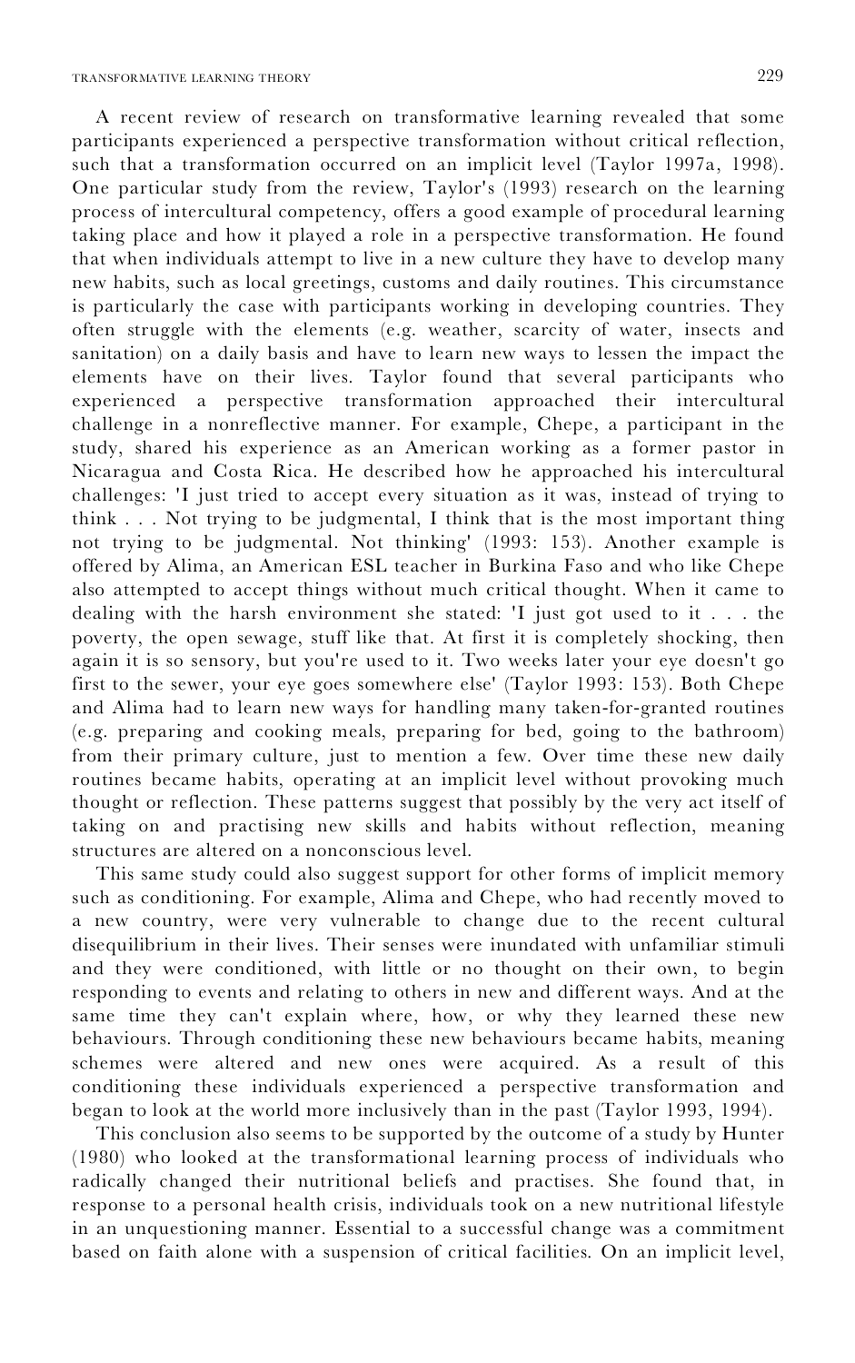A recent review of research on transformative learning revealed that some participants experienced a perspective transformation without critical reflection, such that a transformation occurred on an implicit level (Taylor 1997a, 1998). One particular study from the review, Taylor's (1993) research on the learning process of intercultural competency, offers a good example of procedural learning taking place and how it played a role in a perspective transformation. He found that when individuals attempt to live in a new culture they have to develop many new habits, such as local greetings, customs and daily routines. This circumstance is particularly the case with participants working in developing countries. They often struggle with the elements (e.g. weather, scarcity of water, insects and sanitation) on a daily basis and have to learn new ways to lessen the impact the elements have on their lives. Taylor found that several participants who experienced a perspective transformation approached their intercultural challenge in a nonreflective manner. For example, Chepe, a participant in the study, shared his experience as an American working as a former pastor in Nicaragua and Costa Rica. He described how he approached his intercultural challenges: 'I just tried to accept every situation as it was, instead of trying to think . . . Not trying to be judgmental, I think that is the most important thing not trying to be judgmental. Not thinking' (1993: 153). Another example is offered by Alima, an American ESL teacher in Burkina Faso and who like Chepe also attempted to accept things without much critical thought. When it came to dealing with the harsh environment she stated: 'I just got used to it . . . the poverty, the open sewage, stuff like that. At first it is completely shocking, then again it is so sensory, but you're used to it. Two weeks later your eye doesn't go first to the sewer, your eye goes somewhere else' (Taylor 1993: 153). Both Chepe and Alima had to learn new ways for handling many taken-for-granted routines (e.g. preparing and cooking meals, preparing for bed, going to the bathroom) from their primary culture, just to mention a few. Over time these new daily routines became habits, operating at an implicit level without provoking much thought or reflection. These patterns suggest that possibly by the very act itself of taking on and practising new skills and habits without reflection, meaning structures are altered on a nonconscious level.

This same study could also suggest support for other forms of implicit memory such as conditioning. For example, Alima and Chepe, who had recently moved to a new country, were very vulnerable to change due to the recent cultural disequilibrium in their lives. Their senses were inundated with unfamiliar stimuli and they were conditioned, with little or no thought on their own, to begin responding to events and relating to others in new and different ways. And at the same time they can't explain where, how, or why they learned these new behaviours. Through conditioning these new behaviours became habits, meaning schemes were altered and new ones were acquired. As a result of this conditioning these individuals experienced a perspective transformation and began to look at the world more inclusively than in the past (Taylor 1993, 1994).

This conclusion also seems to be supported by the outcome of a study by Hunter (1980) who looked at the transformational learning process of individuals who radically changed their nutritional beliefs and practises. She found that, in response to a personal health crisis, individuals took on a new nutritional lifestyle in an unquestioning manner. Essential to a successful change was a commitment based on faith alone with a suspension of critical facilities. On an implicit level,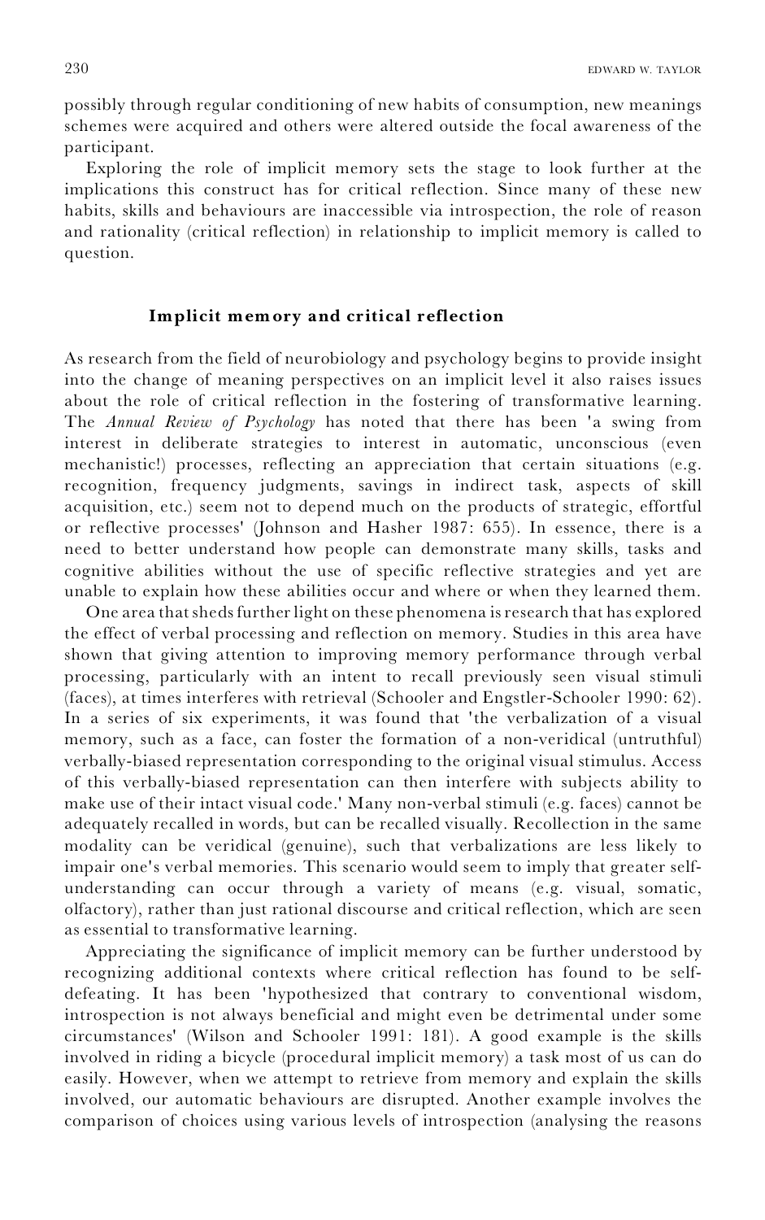possibly through regular conditioning of new habits of consumption, new meanings schemes were acquired and others were altered outside the focal awareness of the participant.

Exploring the role of implicit memory sets the stage to look further at the implications this construct has for critical reflection. Since many of these new habits, skills and behaviours are inaccessible via introspection, the role of reason and rationality (critical reflection) in relationship to implicit memory is called to question.

## Implicit memory and critical reflection

As research from the field of neurobiology and psychology begins to provide insight into the change of meaning perspectives on an implicit level it also raises issues about the role of critical reflection in the fostering of transformative learning. The *Annual Review of Psychology* has noted that there has been 'a swing from interest in deliberate strategies to interest in automatic, unconscious (even mechanistic!) processes, reflecting an appreciation that certain situations (e.g. recognition, frequency judgments, savings in indirect task, aspects of skill acquisition, etc.) seem not to depend much on the products of strategic, effortful or reflective processes' (Johnson and Hasher 1987: 655). In essence, there is a need to better understand how people can demonstrate many skills, tasks and cognitive abilities without the use of specific reflective strategies and yet are unable to explain how these abilities occur and where or when they learned them.

One area that sheds further light on these phenomena is research that has explored the effect of verbal processing and reflection on memory. Studies in this area have shown that giving attention to improving memory performance through verbal processing, particularly with an intent to recall previously seen visual stimuli (faces), at times interferes with retrieval (Schooler and Engstler-Schooler 1990: 62). In a series of six experiments, it was found that 'the verbalization of a visual memory, such as a face, can foster the formation of a non-veridical (untruthful) verbally-biased representation corresponding to the original visual stimulus. Access of this verbally-biased representation can then interfere with subjects ability to make use of their intact visual code.' Many non-verbal stimuli (e.g. faces) cannot be adequately recalled in words, but can be recalled visually. Recollection in the same modality can be veridical (genuine), such that verbalizations are less likely to impair one's verbal memories. This scenario would seem to imply that greater self-understanding can occur through a variety of means (e.g. visual, somatic, olfactory), rather than just rational discourse and critical reflection, which are seen as essential to transformative learning.

Appreciating the significance of implicit memory can be further understood by recognizing additional contexts where critical reflection has found to be self-defeating. It has been 'hypothesized that contrary to conventional wisdom, introspection is not always beneficial and might even be detrimental under some circumstances' (Wilson and Schooler 1991: 181). A good example is the skills involved in riding a bicycle (procedural implicit memory) a task most of us can do easily. However, when we attempt to retrieve from memory and explain the skills involved, our automatic behaviours are disrupted. Another example involves the comparison of choices using various levels of introspection (analysing the reasons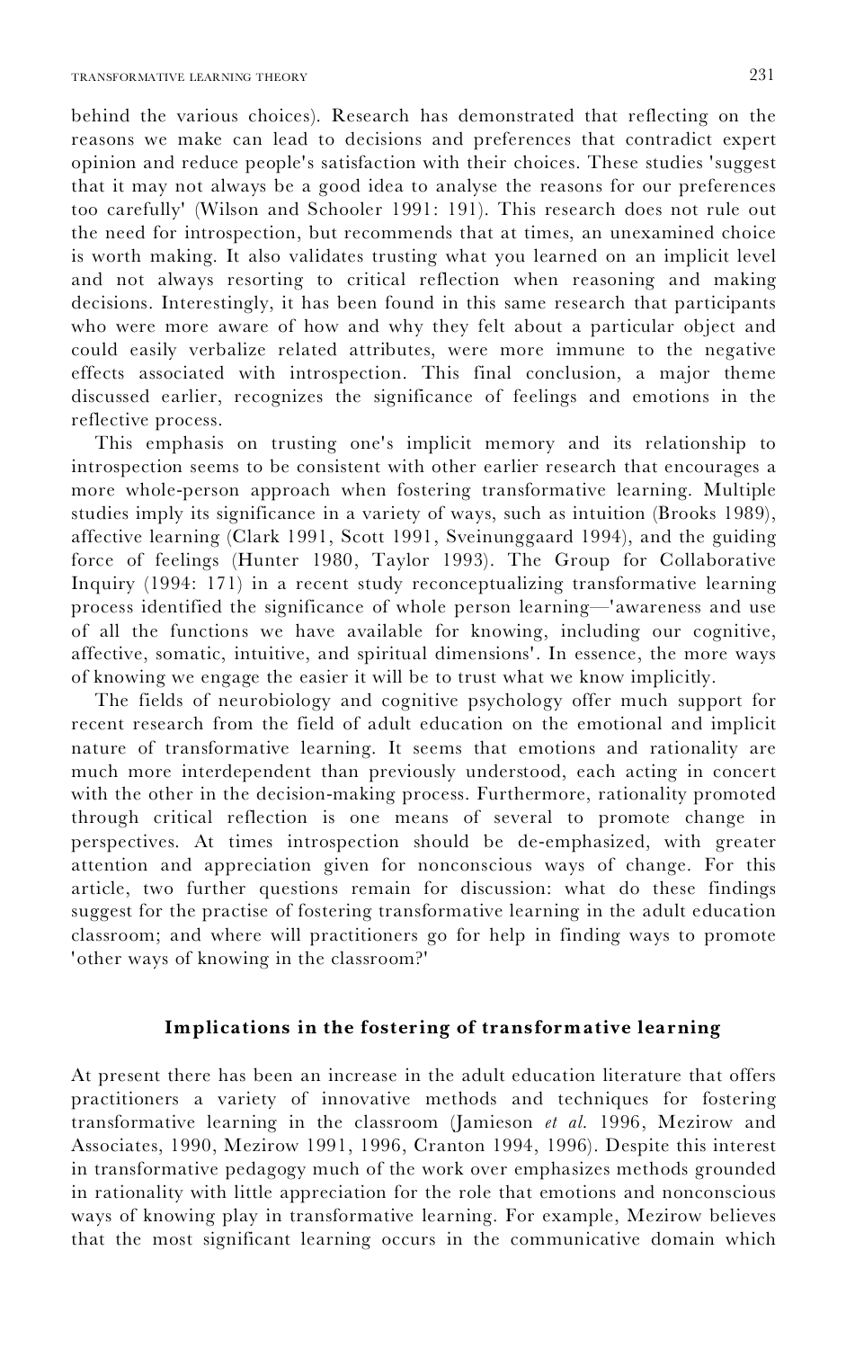behind the various choices). Research has demonstrated that reflecting on the reasons we make can lead to decisions and preferences that contradict expert opinion and reduce people's satisfaction with their choices. These studies 'suggest that it may not always be a good idea to analyse the reasons for our preferences too carefully' (Wilson and Schooler 1991: 191). This research does not rule out the need for introspection, but recommends that at times, an unexamined choice is worth making. It also validates trusting what you learned on an implicit level and not always resorting to critical reflection when reasoning and making decisions. Interestingly, it has been found in this same research that participants who were more aware of how and why they felt about a particular object and could easily verbalize related attributes, were more immune to the negative effects associated with introspection. This final conclusion, a major theme discussed earlier, recognizes the significance of feelings and emotions in the reflective process.

This emphasis on trusting one's implicit memory and its relationship to introspection seems to be consistent with other earlier research that encourages a more whole-person approach when fostering transformative learning. Multiple studies imply its significance in a variety of ways, such as intuition (Brooks 1989), affective learning (Clark 1991, Scott 1991, Sveinunggaard 1994), and the guiding force of feelings (Hunter 1980, Taylor 1993). The Group for Collaborative Inquiry (1994: 171) in a recent study reconceptualizing transformative learning process identified the significance of whole person learning—'awareness and use of all the functions we have available for knowing, including our cognitive, affective, somatic, intuitive, and spiritual dimensions'. In essence, the more ways of knowing we engage the easier it will be to trust what we know implicitly.

The fields of neurobiology and cognitive psychology offer much support for recent research from the field of adult education on the emotional and implicit nature of transformative learning. It seems that emotions and rationality are much more interdependent than previously understood, each acting in concert with the other in the decision-making process. Furthermore, rationality promoted through critical reflection is one means of several to promote change in perspectives. At times introspection should be de-emphasized, with greater attention and appreciation given for nonconscious ways of change. For this article, two further questions remain for discussion: what do these findings suggest for the practise of fostering transformative learning in the adult education classroom; and where will practitioners go for help in finding ways to promote 'other ways of knowing in the classroom?'

## Implications in the fostering of transformative learning

At present there has been an increase in the adult education literature that offers practitioners a variety of innovative methods and techniques for fostering transformative learning in the classroom (Jamieson *et al.* 1996, Mezirow and Associates, 1990, Mezirow 1991, 1996, Cranton 1994, 1996). Despite this interest in transformative pedagogy much of the work over emphasizes methods grounded in rationality with little appreciation for the role that emotions and nonconscious ways of knowing play in transformative learning. For example, Mezirow believes that the most significant learning occurs in the communicative domain which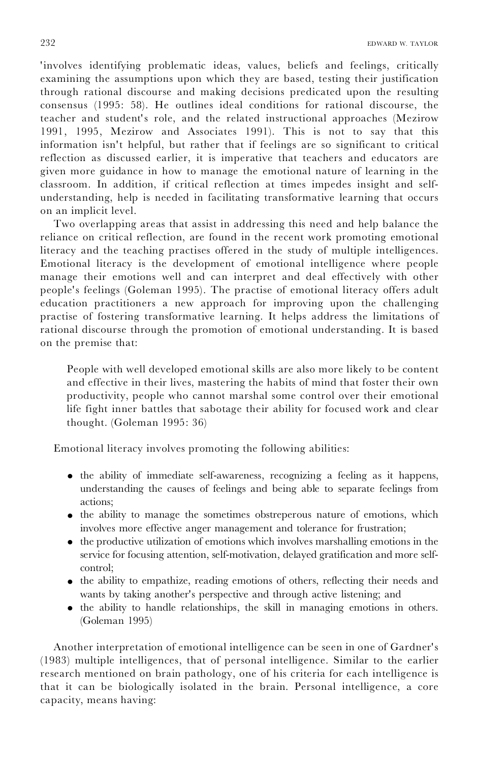'involves identifying problematic ideas, values, beliefs and feelings, critically examining the assumptions upon which they are based, testing their justification through rational discourse and making decisions predicated upon the resulting consensus (1995: 58). He outlines ideal conditions for rational discourse, the teacher and student's role, and the related instructional approaches (Mezirow 1991, 1995, Mezirow and Associates 1991). This is not to say that this information isn't helpful, but rather that if feelings are so significant to critical reflection as discussed earlier, it is imperative that teachers and educators are given more guidance in how to manage the emotional nature of learning in the classroom. In addition, if critical reflection at times impedes insight and self-understanding, help is needed in facilitating transformative learning that occurs on an implicit level.

Two overlapping areas that assist in addressing this need and help balance the reliance on critical reflection, are found in the recent work promoting emotional literacy and the teaching practises offered in the study of multiple intelligences. Emotional literacy is the development of emotional intelligence where people manage their emotions well and can interpret and deal effectively with other people's feelings (Goleman 1995). The practise of emotional literacy offers adult education practitioners a new approach for improving upon the challenging practise of fostering transformative learning. It helps address the limitations of rational discourse through the promotion of emotional understanding. It is based on the premise that:

> People with well developed emotional skills are also more likely to be content and effective in their lives, mastering the habits of mind that foster their own productivity, people who cannot marshal some control over their emotional life fight inner battles that sabotage their ability for focused work and clear thought. (Goleman 1995: 36)

Emotional literacy involves promoting the following abilities:

- the ability of immediate self-awareness, recognizing a feeling as it happens, understanding the causes of feelings and being able to separate feelings from actions;
- the ability to manage the sometimes obstreperous nature of emotions, which involves more effective anger management and tolerance for frustration;
- the productive utilization of emotions which involves marshalling emotions in the service for focusing attention, self-motivation, delayed gratification and more self-control;
- the ability to empathize, reading emotions of others, reflecting their needs and wants by taking another's perspective and through active listening; and
- the ability to handle relationships, the skill in managing emotions in others. (Goleman 1995)

Another interpretation of emotional intelligence can be seen in one of Gardner's (1983) multiple intelligences, that of personal intelligence. Similar to the earlier research mentioned on brain pathology, one of his criteria for each intelligence is that it can be biologically isolated in the brain. Personal intelligence, a core capacity, means having: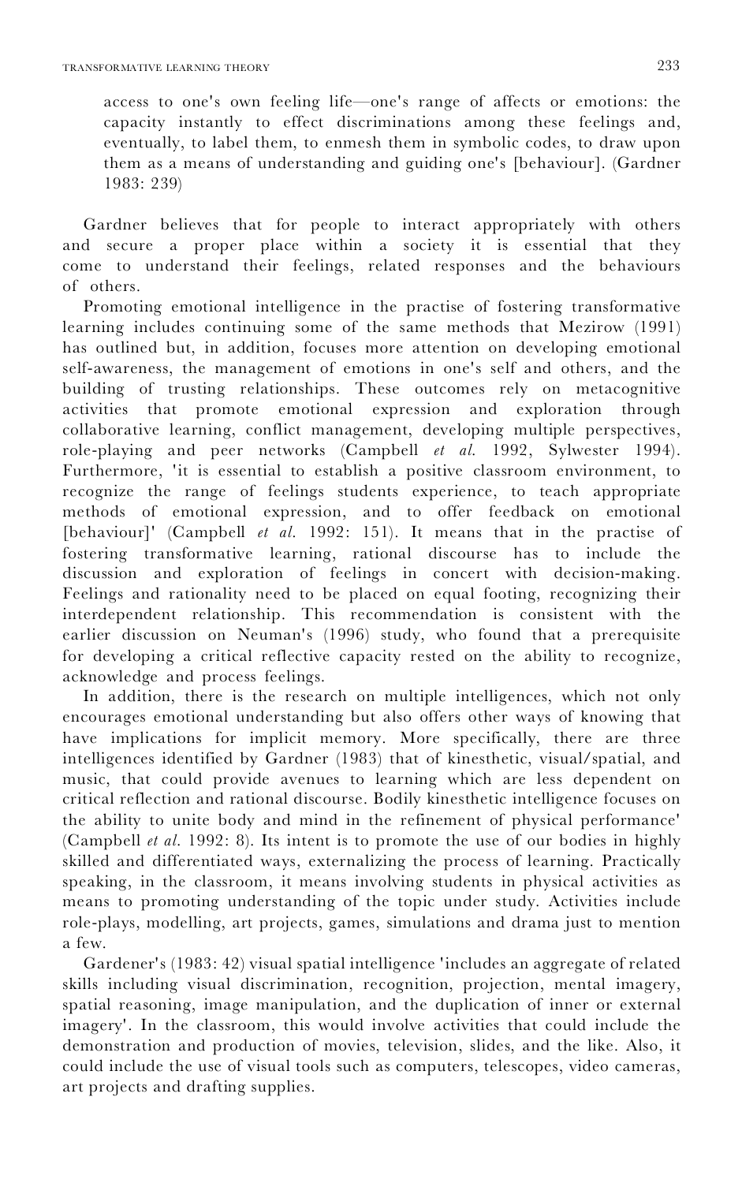> access to one's own feeling life—one's range of affects or emotions: the capacity instantly to effect discriminations among these feelings and, eventually, to label them, to enmesh them in symbolic codes, to draw upon them as a means of understanding and guiding one's [behaviour]. (Gardner 1983: 239)

Gardner believes that for people to interact appropriately with others and secure a proper place within a society it is essential that they come to understand their feelings, related responses and the behaviours of others.

Promoting emotional intelligence in the practise of fostering transformative learning includes continuing some of the same methods that Mezirow (1991) has outlined but, in addition, focuses more attention on developing emotional self-awareness, the management of emotions in one's self and others, and the building of trusting relationships. These outcomes rely on metacognitive activities that promote emotional expression and exploration through collaborative learning, conflict management, developing multiple perspectives, role-playing and peer networks (Campbell *et al.* 1992, Sylwester 1994). Furthermore, 'it is essential to establish a positive classroom environment, to recognize the range of feelings students experience, to teach appropriate methods of emotional expression, and to offer feedback on emotional [behaviour]' (Campbell *et al.* 1992: 151). It means that in the practise of fostering transformative learning, rational discourse has to include the discussion and exploration of feelings in concert with decision-making. Feelings and rationality need to be placed on equal footing, recognizing their interdependent relationship. This recommendation is consistent with the earlier discussion on Neuman's (1996) study, who found that a prerequisite for developing a critical reflective capacity rested on the ability to recognize, acknowledge and process feelings.

In addition, there is the research on multiple intelligences, which not only encourages emotional understanding but also offers other ways of knowing that have implications for implicit memory. More specifically, there are three intelligences identified by Gardner (1983) that of kinesthetic, visual/spatial, and music, that could provide avenues to learning which are less dependent on critical reflection and rational discourse. Bodily kinesthetic intelligence focuses on the ability to unite body and mind in the refinement of physical performance' (Campbell *et al.* 1992: 8). Its intent is to promote the use of our bodies in highly skilled and differentiated ways, externalizing the process of learning. Practically speaking, in the classroom, it means involving students in physical activities as means to promoting understanding of the topic under study. Activities include role-plays, modelling, art projects, games, simulations and drama just to mention a few.

Gardener's (1983: 42) visual spatial intelligence 'includes an aggregate of related skills including visual discrimination, recognition, projection, mental imagery, spatial reasoning, image manipulation, and the duplication of inner or external imagery'. In the classroom, this would involve activities that could include the demonstration and production of movies, television, slides, and the like. Also, it could include the use of visual tools such as computers, telescopes, video cameras, art projects and drafting supplies.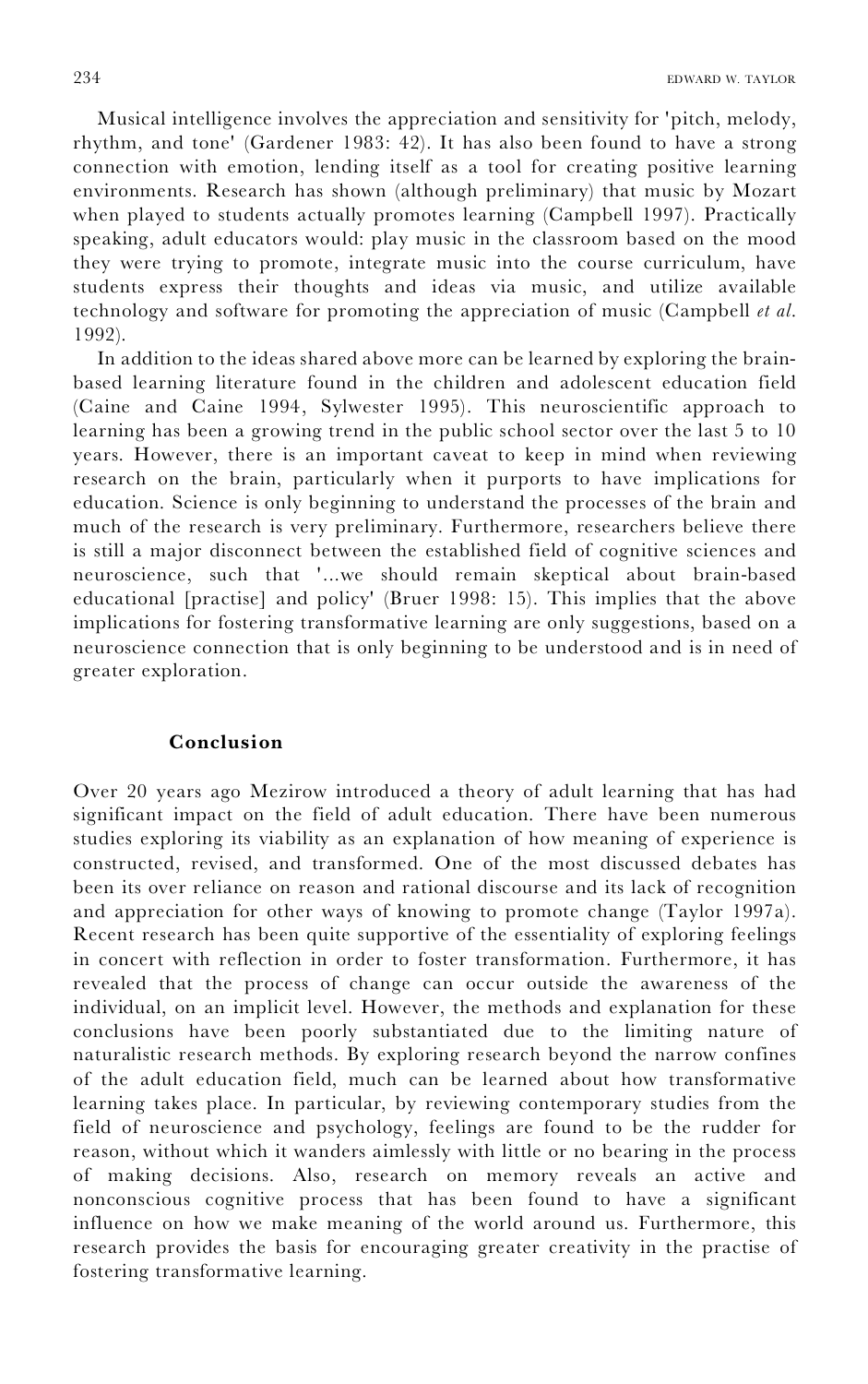Musical intelligence involves the appreciation and sensitivity for 'pitch, melody, rhythm, and tone' (Gardener 1983: 42). It has also been found to have a strong connection with emotion, lending itself as a tool for creating positive learning environments. Research has shown (although preliminary) that music by Mozart when played to students actually promotes learning (Campbell 1997). Practically speaking, adult educators would: play music in the classroom based on the mood they were trying to promote, integrate music into the course curriculum, have students express their thoughts and ideas via music, and utilize available technology and software for promoting the appreciation of music (Campbell *et al.* 1992).

In addition to the ideas shared above more can be learned by exploring the brain-based learning literature found in the children and adolescent education field (Caine and Caine 1994, Sylwester 1995). This neuroscientific approach to learning has been a growing trend in the public school sector over the last 5 to 10 years. However, there is an important caveat to keep in mind when reviewing research on the brain, particularly when it purports to have implications for education. Science is only beginning to understand the processes of the brain and much of the research is very preliminary. Furthermore, researchers believe there is still a major disconnect between the established field of cognitive sciences and neuroscience, such that '...we should remain skeptical about brain-based educational [practise] and policy' (Bruer 1998: 15). This implies that the above implications for fostering transformative learning are only suggestions, based on a neuroscience connection that is only beginning to be understood and is in need of greater exploration.

## Conclusion

Over 20 years ago Mezirow introduced a theory of adult learning that has had significant impact on the field of adult education. There have been numerous studies exploring its viability as an explanation of how meaning of experience is constructed, revised, and transformed. One of the most discussed debates has been its over reliance on reason and rational discourse and its lack of recognition and appreciation for other ways of knowing to promote change (Taylor 1997a). Recent research has been quite supportive of the essentiality of exploring feelings in concert with reflection in order to foster transformation. Furthermore, it has revealed that the process of change can occur outside the awareness of the individual, on an implicit level. However, the methods and explanation for these conclusions have been poorly substantiated due to the limiting nature of naturalistic research methods. By exploring research beyond the narrow confines of the adult education field, much can be learned about how transformative learning takes place. In particular, by reviewing contemporary studies from the field of neuroscience and psychology, feelings are found to be the rudder for reason, without which it wanders aimlessly with little or no bearing in the process of making decisions. Also, research on memory reveals an active and nonconscious cognitive process that has been found to have a significant influence on how we make meaning of the world around us. Furthermore, this research provides the basis for encouraging greater creativity in the practise of fostering transformative learning.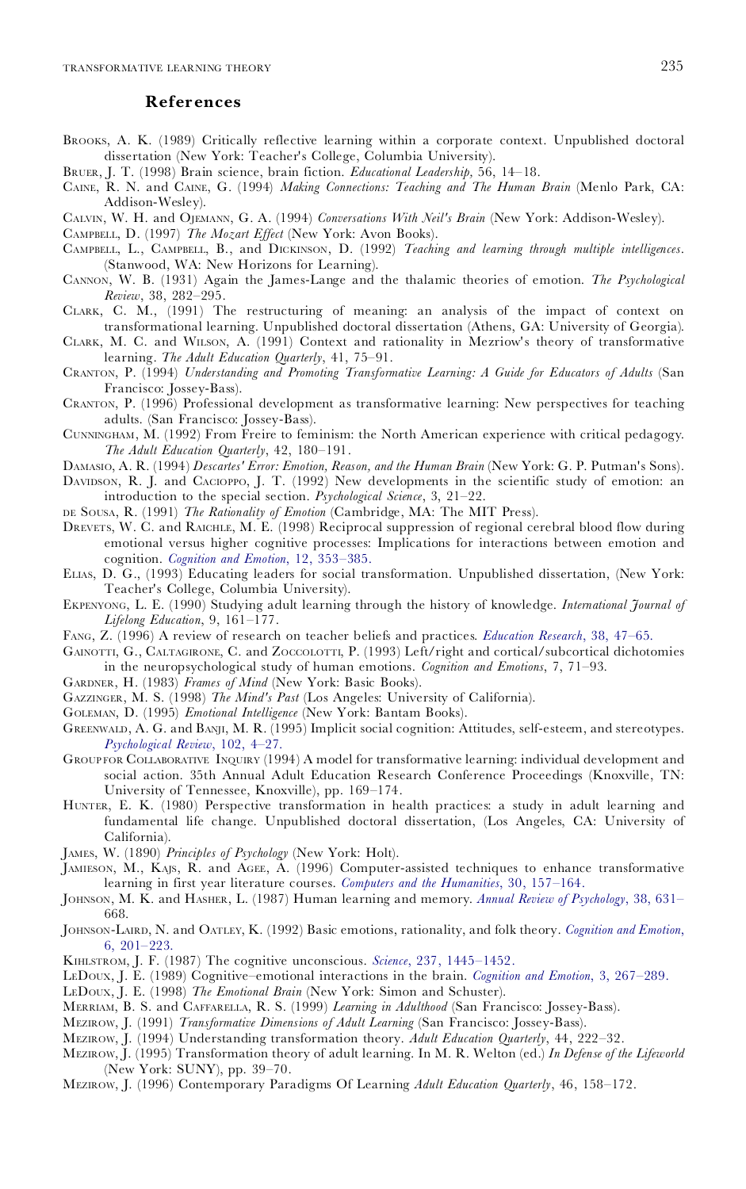## References

Brooks, A. K. (1989) Critically reflective learning within a corporate context. Unpublished doctoral dissertation (New York: Teacher's College, Columbia University).

Bruer, J. T. (1998) Brain science, brain fiction. *Educational Leadership,* 56, 14–18.

Caine, R. N. and Caine, G. (1994) *Making Connections: Teaching and The Human Brain* (Menlo Park, CA: Addison-Wesley).

Calvin, W. H. and Ojemann, G. A. (1994) *Conversations With Neil's Brain* (New York: Addison-Wesley).

Campbell, D. (1997) *The Mozart Effect* (New York: Avon Books).

Campbell, L., Campbell, B., and Dickinson, D. (1992) *Teaching and learning through multiple intelligences*. (Stanwood, WA: New Horizons for Learning).

Cannon, W. B. (1931) Again the James-Lange and the thalamic theories of emotion. *The Psychological Review*, 38, 282–295.

Clark, C. M., (1991) The restructuring of meaning: an analysis of the impact of context on transformational learning. Unpublished doctoral dissertation (Athens, GA: University of Georgia).

Clark, M. C. and Wilson, A. (1991) Context and rationality in Mezrow's theory of transformative learning. *The Adult Education Quarterly*, 41, 75–91.

Cranton, P. (1994) *Understanding and Promoting Transformative Learning: A Guide for Educators of Adults* (San Francisco: Jossey-Bass).

Cranton, P. (1996) Professional development as transformative learning: New perspectives for teaching adults. (San Francisco: Jossey-Bass).

Cunningham, M. (1992) From Freire to feminism: the North American experience with critical pedagogy. *The Adult Education Quarterly*, 42, 180–191.

Damasio, A. R. (1994) *Descartes' Error: Emotion, Reason, and the Human Brain* (New York: G. P. Putman's Sons).

Davidson, R. J. and Cacioppo, J. T. (1992) New developments in the scientific study of emotion: an introduction to the special section. *Psychological Science*, 3, 21–22.

de Sousa, R. (1991) *The Rationality of Emotion* (Cambridge, MA: The MIT Press).

Drevets, W. C. and Raichle, M. E. (1998) Reciprocal suppression of regional cerebral blood flow during emotional versus higher cognitive processes: Implications for interactions between emotion and cognition. *Cognition and Emotion*, 12, 353–385.

Elias, D. G., (1993) Educating leaders for social transformation. Unpublished dissertation, (New York: Teacher's College, Columbia University).

Ekpenyong, L. E. (1990) Studying adult learning through the history of knowledge. *International Journal of Lifelong Education*, 9, 161–177.

Fang, Z. (1996) A review of research on teacher beliefs and practices. *Education Research*, 38, 47–65.

Gainotti, G., Caltagirone, C. and Zoccolotti, P. (1993) Left/right and cortical/subcortical dichotomies in the neuropsychological study of human emotions. *Cognition and Emotions*, 7, 71–93.

Gardner, H. (1983) *Frames of Mind* (New York: Basic Books).

Gazzinger, M. S. (1998) *The Mind's Past* (Los Angeles: University of California).

Goleman, D. (1995) *Emotional Intelligence* (New York: Bantam Books).

Greenwald, A. G. and Banji, M. R. (1995) Implicit social cognition: Attitudes, self-esteem, and stereotypes. *Psychological Review*, 102, 4–27.

Group for Collaborative Inquiry (1994) A model for transformative learning: individual development and social action. 35th Annual Adult Education Research Conference Proceedings (Knoxville, TN: University of Tennessee, Knoxville), pp. 169–174.

Hunter, E. K. (1980) Perspective transformation in health practices: a study in adult learning and fundamental life change. Unpublished doctoral dissertation, (Los Angeles, CA: University of California).

James, W. (1890) *Principles of Psychology* (New York: Holt).

Jamieson, M., Kajs, R. and Agee, A. (1996) Computer-assisted techniques to enhance transformative learning in first year literature courses. *Computers and the Humanities*, 30, 157–164.

Johnson, M. K. and Hasher, L. (1987) Human learning and memory. *Annual Review of Psychology*, 38, 631–668.

Johnson-Laird, N. and Oatley, K. (1992) Basic emotions, rationality, and folk theory. *Cognition and Emotion*, 6, 201–223.

Kihlstrom, J. F. (1987) The cognitive unconscious. *Science*, 237, 1445–1452.

LeDoux, J. E. (1989) Cognitive–emotional interactions in the brain. *Cognition and Emotion*, 3, 267–289.

LeDoux, J. E. (1998) *The Emotional Brain* (New York: Simon and Schuster).

Merriam, B. S. and Caffarella, R. S. (1999) *Learning in Adulthood* (San Francisco: Jossey-Bass).

Mezirow, J. (1991) *Transformative Dimensions of Adult Learning* (San Francisco: Jossey-Bass).

Mezirow, J. (1994) Understanding transformation theory. *Adult Education Quarterly*, 44, 222–32.

Mezirow, J. (1995) Transformation theory of adult learning. In M. R. Welton (ed.) *In Defense of the Lifeworld* (New York: SUNY), pp. 39–70.

Mezirow, J. (1996) Contemporary Paradigms Of Learning *Adult Education Quarterly*, 46, 158–172.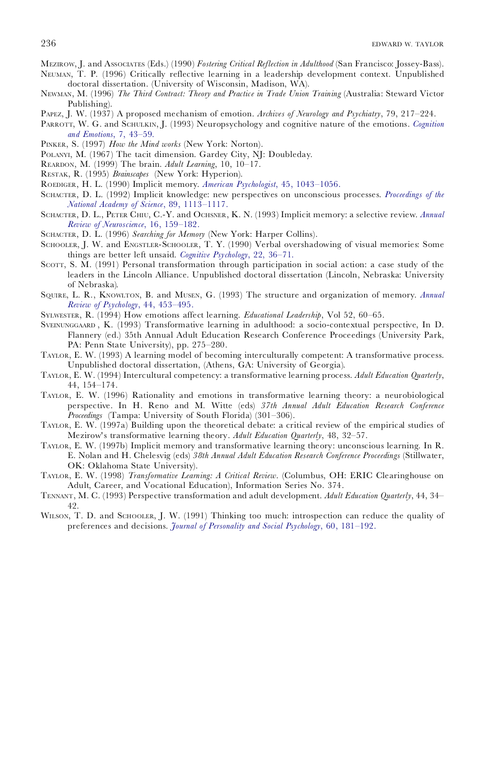Mezirow, J. and Associates (Eds.) (1990) *Fostering Critical Reflection in Adulthood* (San Francisco: Jossey-Bass).

Neuman, T. P. (1996) Critically reflective learning in a leadership development context. Unpublished doctoral dissertation. (University of Wisconsin, Madison, WA).

Newman, M. (1996) *The Third Contract: Theory and Practice in Trade Union Training* (Australia: Steward Victor Publishing).

Papez, J. W. (1937) A proposed mechanism of emotion. *Archives of Neurology and Psychiatry*, 79, 217–224.

Parrott, W. G. and Schulkin, J. (1993) Neuropsychology and cognitive nature of the emotions. *Cognition and Emotions*, 7, 43–59.

Pinker, S. (1997) *How the Mind works* (New York: Norton).

Polanyi, M. (1967) The tacit dimension. Gardey City, NJ: Doubleday.

Reardon, M. (1999) The brain. *Adult Learning*, 10, 10–17.

Restak, R. (1995) *Brainscapes* (New York: Hyperion).

Roediger, H. L. (1990) Implicit memory. *American Psychologist*, 45, 1043–1056.

Schacter, D. L. (1992) Implicit knowledge: new perspectives on unconscious processes. *Proceedings of the National Academy of Science*, 89, 1113–1117.

Schacter, D. L., Peter Chiu, C.-Y. and Ochsner, K. N. (1993) Implicit memory: a selective review. *Annual Review of Neuroscience*, 16, 159–182.

Schacter, D. L. (1996) *Searching for Memory* (New York: Harper Collins).

Schooler, J. W. and Engstler-Schooler, T. Y. (1990) Verbal overshadowing of visual memories: Some things are better left unsaid. *Cognitive Psychology*, 22, 36–71.

Scott, S. M. (1991) Personal transformation through participation in social action: a case study of the leaders in the Lincoln Alliance. Unpublished doctoral dissertation (Lincoln, Nebraska: University of Nebraska).

Squire, L. R., Knowlton, B. and Musen, G. (1993) The structure and organization of memory. *Annual Review of Psychology*, 44, 453–495.

Sylwester, R. (1994) How emotions affect learning. *Educational Leadership*, Vol 52, 60–65.

Sveinunggaard, K. (1993) Transformative learning in adulthood: a socio-contextual perspective, In D. Flannery (ed.) 35th Annual Adult Education Research Conference Proceedings (University Park, PA: Penn State University), pp. 275–280.

Taylor, E. W. (1993) A learning model of becoming interculturally competent: A transformative process. Unpublished doctoral dissertation, (Athens, GA: University of Georgia).

Taylor, E. W. (1994) Intercultural competency: a transformative learning process. *Adult Education Quarterly*, 44, 154–174.

Taylor, E. W. (1996) Rationality and emotions in transformative learning theory: a neurobiological perspective. In H. Reno and M. Witte (eds) *37th Annual Adult Education Research Conference Proceedings* (Tampa: University of South Florida) (301–306).

Taylor, E. W. (1997a) Building upon the theoretical debate: a critical review of the empirical studies of Mezirow's transformative learning theory. *Adult Education Quarterly*, 48, 32–57.

Taylor, E. W. (1997b) Implicit memory and transformative learning theory: unconscious learning. In R. E. Nolan and H. Chelesvig (eds) *38th Annual Adult Education Research Conference Proceedings* (Stillwater, OK: Oklahoma State University).

Taylor, E. W. (1998) *Transformative Learning: A Critical Review*. (Columbus, OH: ERIC Clearinghouse on Adult, Career, and Vocational Education), Information Series No. 374.

Tennant, M. C. (1993) Perspective transformation and adult development. *Adult Education Quarterly*, 44, 34–42.

Wilson, T. D. and Schooler, J. W. (1991) Thinking too much: introspection can reduce the quality of preferences and decisions. *Journal of Personality and Social Psychology*, 60, 181–192.